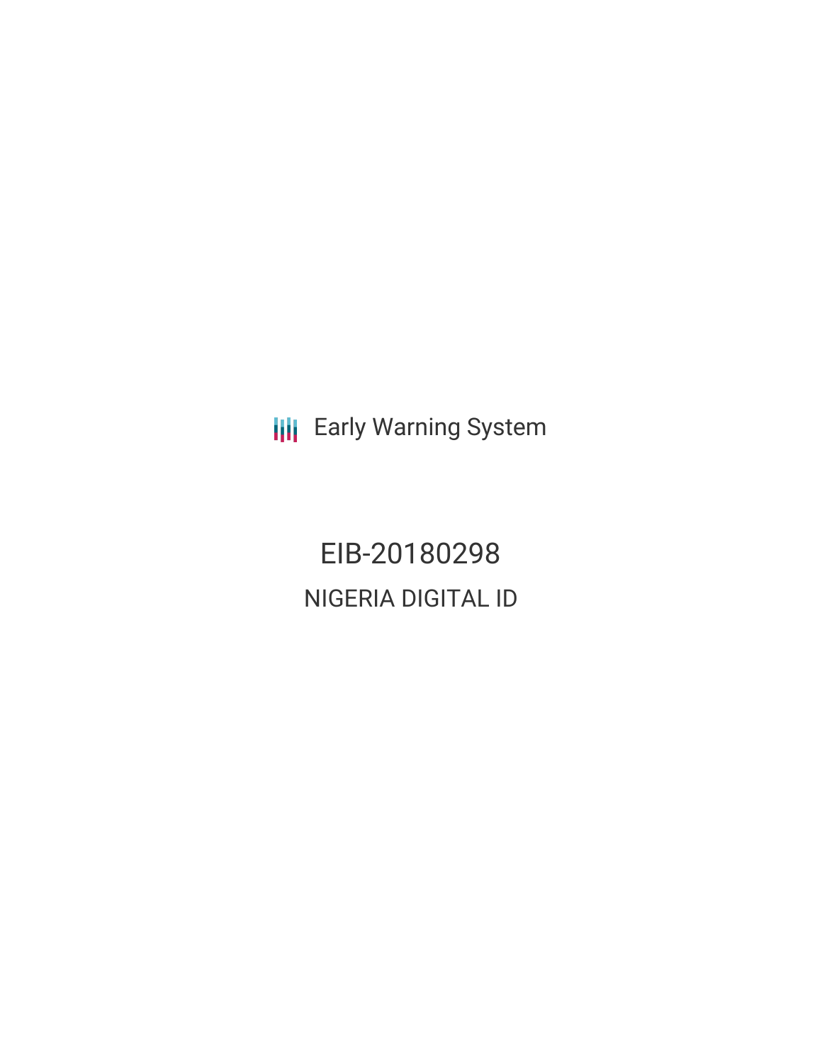Early Warning System

# EIB-20180298

## NIGERIA DIGITAL ID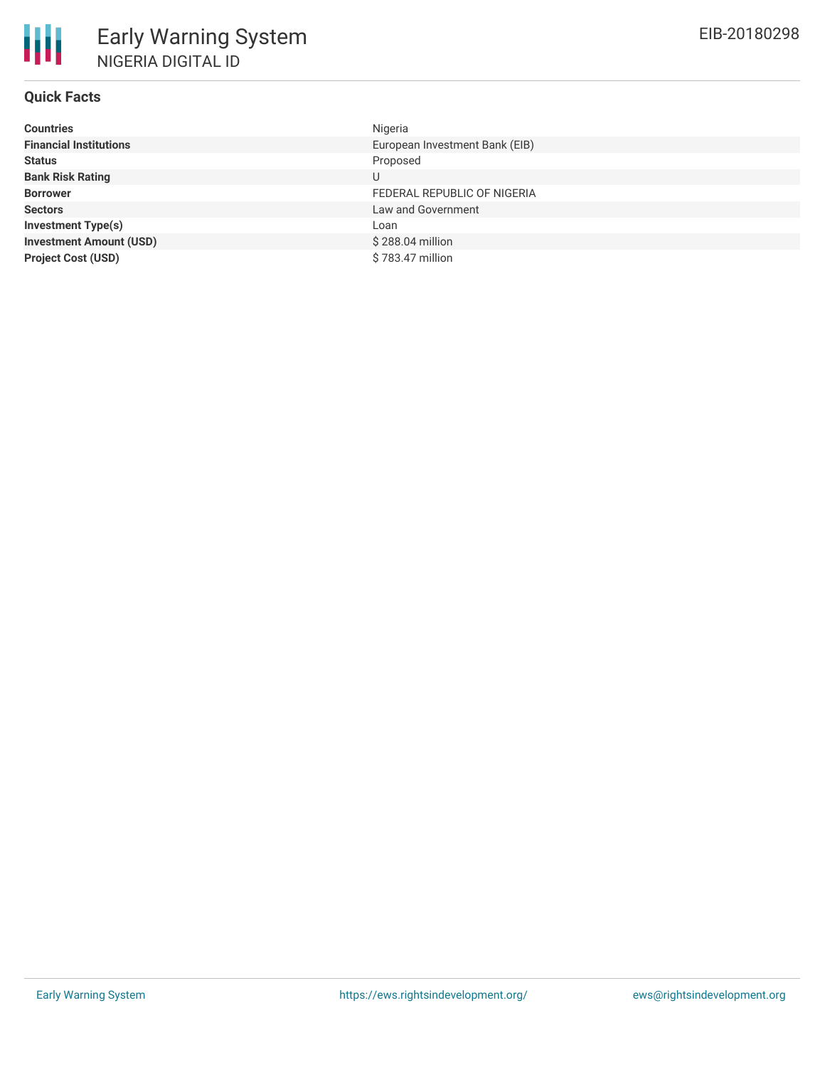## Quick Facts

| | |
|---|---|
| **Countries** | Nigeria |
| **Financial Institutions** | European Investment Bank (EIB) |
| **Status** | Proposed |
| **Bank Risk Rating** | U |
| **Borrower** | FEDERAL REPUBLIC OF NIGERIA |
| **Sectors** | Law and Government |
| **Investment Type(s)** | Loan |
| **Investment Amount (USD)** | $ 288.04 million |
| **Project Cost (USD)** | $ 783.47 million |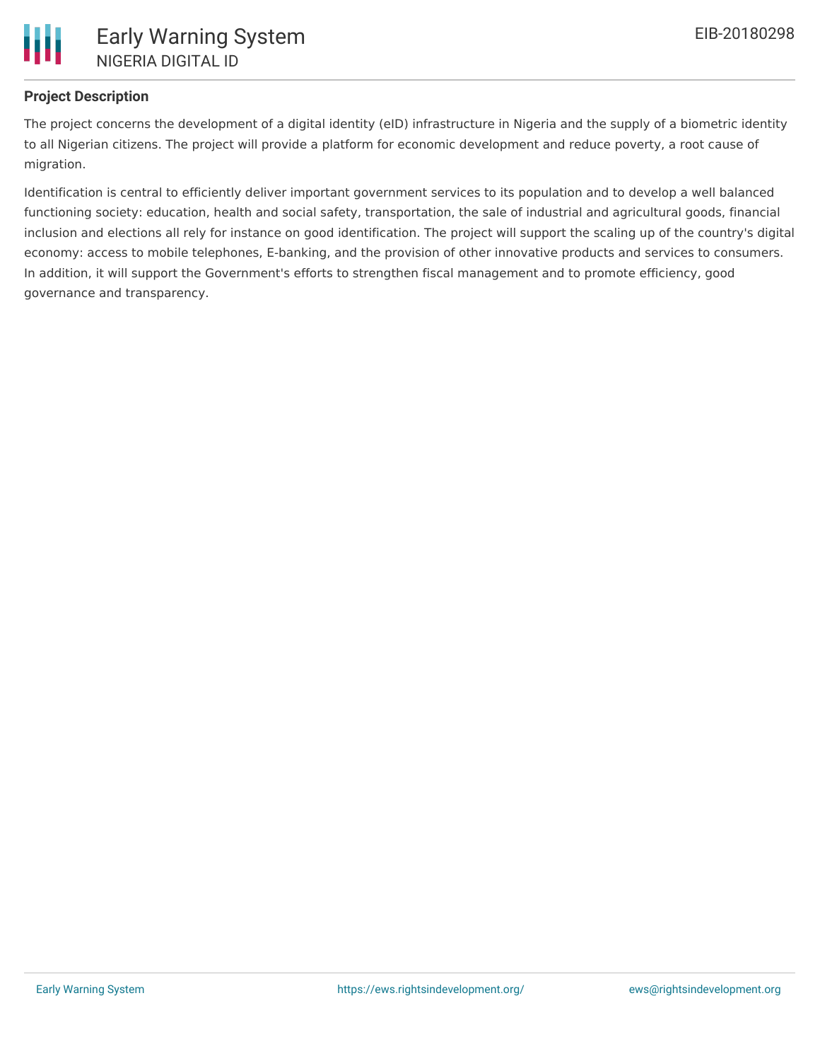## Project Description

The project concerns the development of a digital identity (eID) infrastructure in Nigeria and the supply of a biometric identity to all Nigerian citizens. The project will provide a platform for economic development and reduce poverty, a root cause of migration.

Identification is central to efficiently deliver important government services to its population and to develop a well balanced functioning society: education, health and social safety, transportation, the sale of industrial and agricultural goods, financial inclusion and elections all rely for instance on good identification. The project will support the scaling up of the country's digital economy: access to mobile telephones, E-banking, and the provision of other innovative products and services to consumers. In addition, it will support the Government's efforts to strengthen fiscal management and to promote efficiency, good governance and transparency.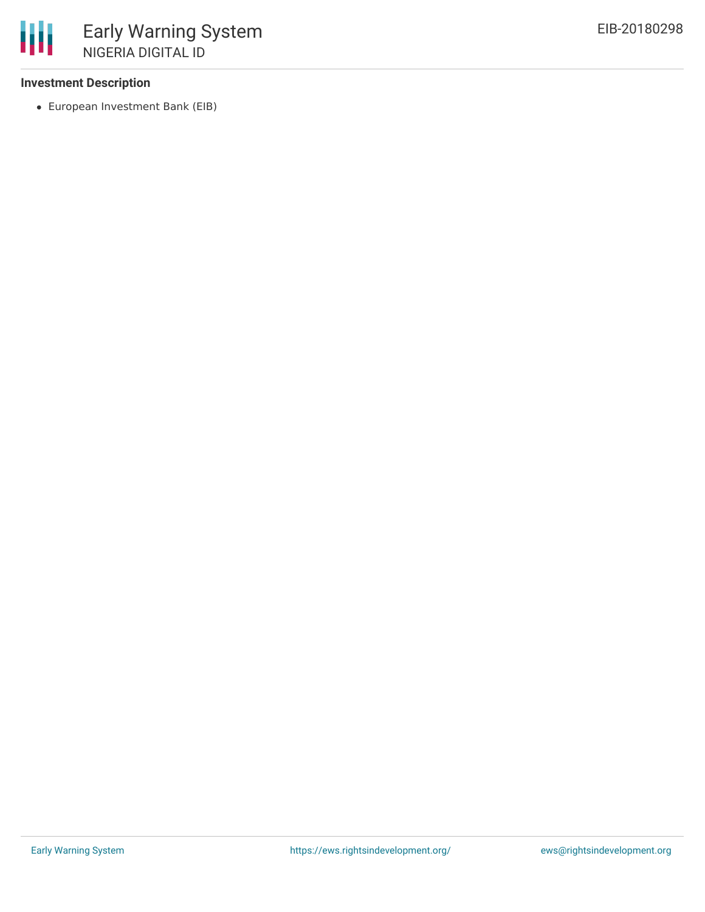### Investment Description

- European Investment Bank (EIB)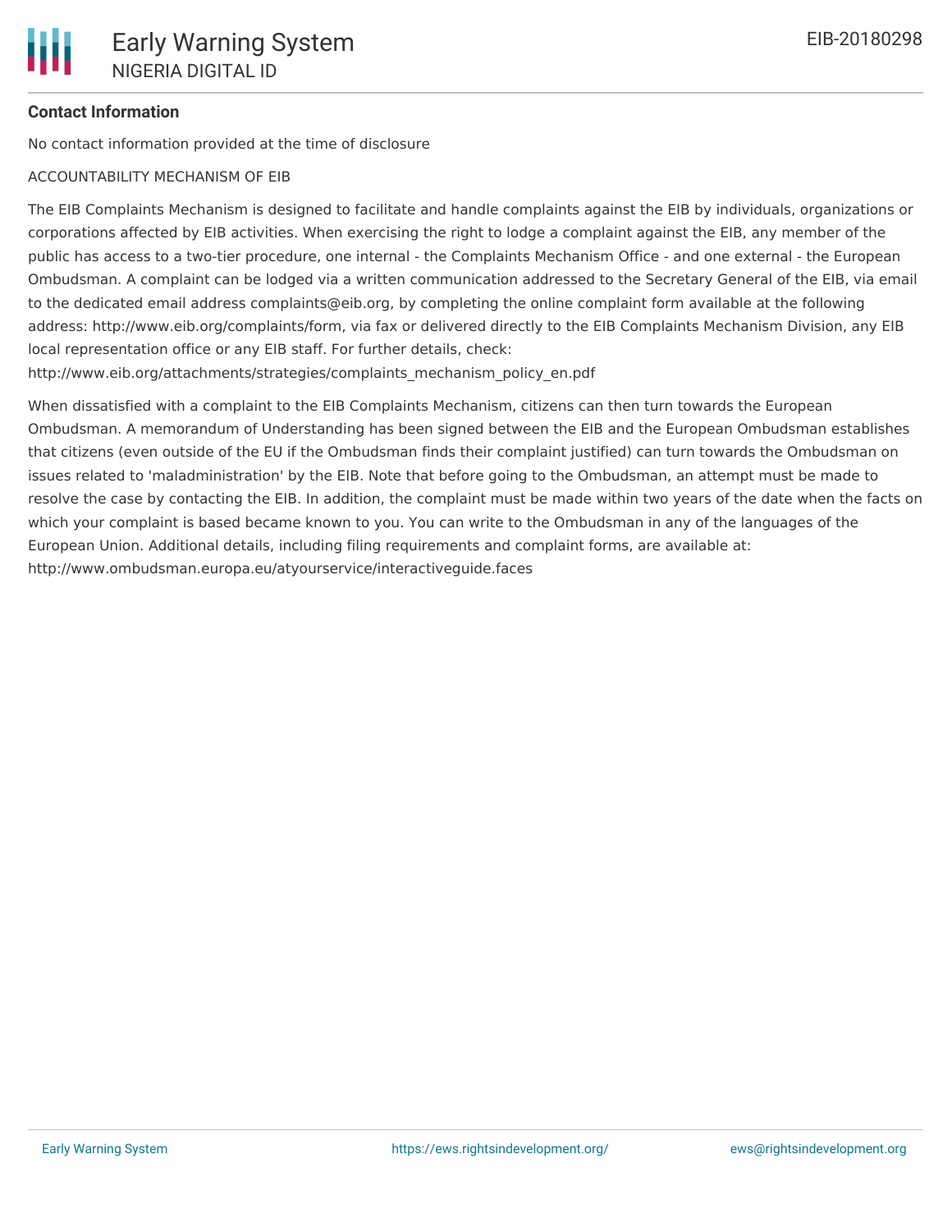## Contact Information

No contact information provided at the time of disclosure

ACCOUNTABILITY MECHANISM OF EIB

The EIB Complaints Mechanism is designed to facilitate and handle complaints against the EIB by individuals, organizations or corporations affected by EIB activities. When exercising the right to lodge a complaint against the EIB, any member of the public has access to a two-tier procedure, one internal - the Complaints Mechanism Office - and one external - the European Ombudsman. A complaint can be lodged via a written communication addressed to the Secretary General of the EIB, via email to the dedicated email address complaints@eib.org, by completing the online complaint form available at the following address: http://www.eib.org/complaints/form, via fax or delivered directly to the EIB Complaints Mechanism Division, any EIB local representation office or any EIB staff. For further details, check: http://www.eib.org/attachments/strategies/complaints_mechanism_policy_en.pdf

When dissatisfied with a complaint to the EIB Complaints Mechanism, citizens can then turn towards the European Ombudsman. A memorandum of Understanding has been signed between the EIB and the European Ombudsman establishes that citizens (even outside of the EU if the Ombudsman finds their complaint justified) can turn towards the Ombudsman on issues related to 'maladministration' by the EIB. Note that before going to the Ombudsman, an attempt must be made to resolve the case by contacting the EIB. In addition, the complaint must be made within two years of the date when the facts on which your complaint is based became known to you. You can write to the Ombudsman in any of the languages of the European Union. Additional details, including filing requirements and complaint forms, are available at: http://www.ombudsman.europa.eu/atyourservice/interactiveguide.faces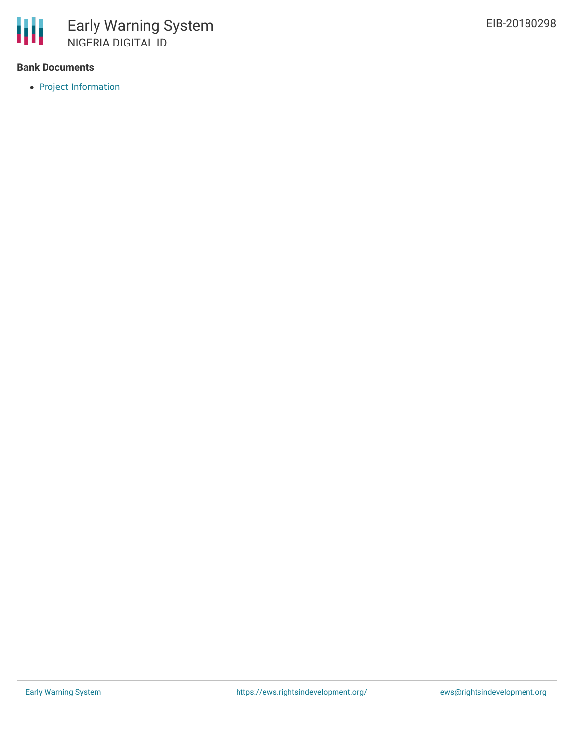**Bank Documents**

- Project Information